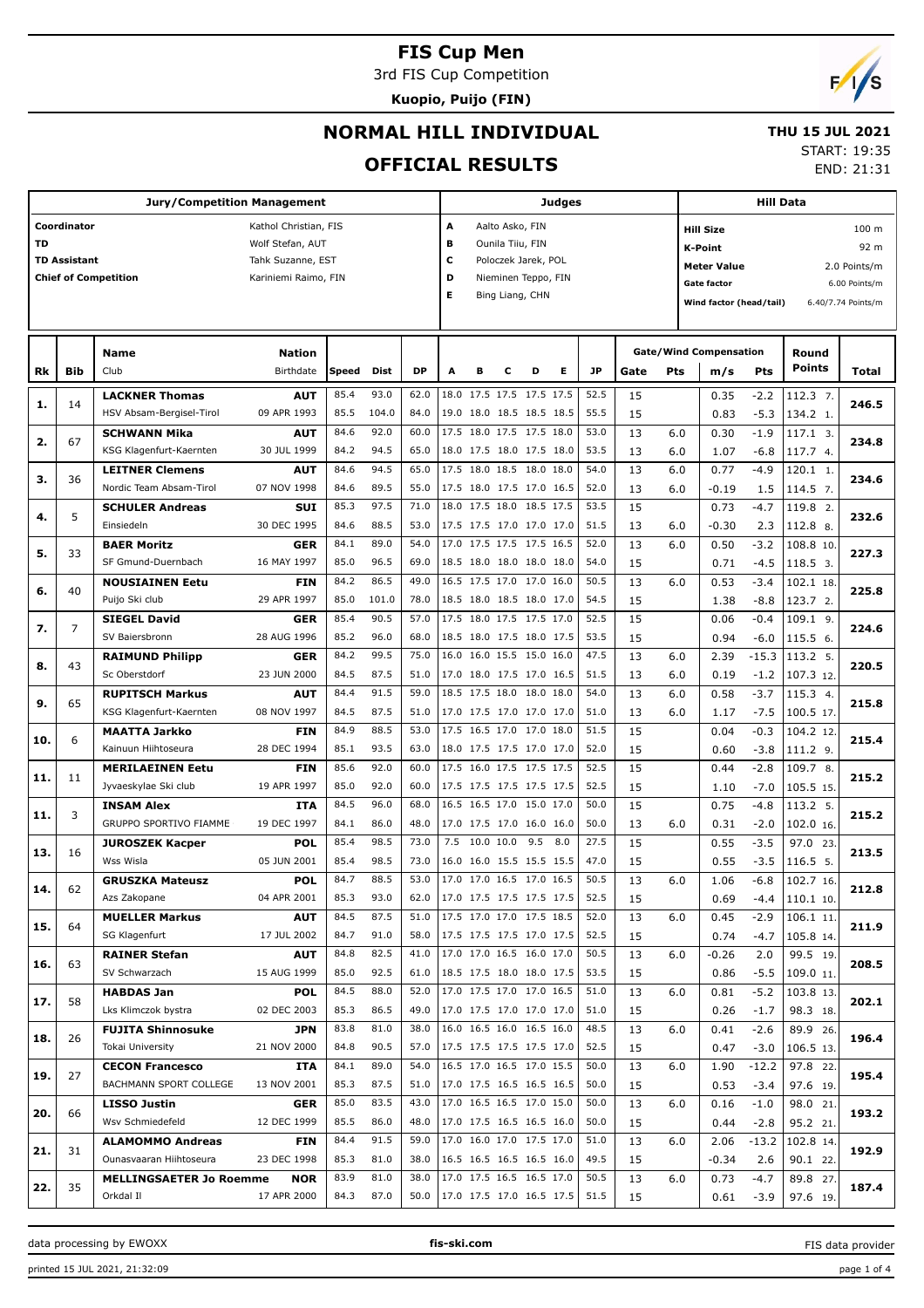# FIS Cup Men

3rd FIS Cup Competition

**Kuopio, Puijo (FIN)**

## NORMAL HILL INDIVIDUAL

## OFFICIAL RESULTS

**THU 15 JUL 2021**

START: 19:35
END: 21:31

| Jury/Competition Management | | Judges | | Hill Data | |
|---|---|---|---|---|---|
| Coordinator | Kathol Christian, FIS | A | Aalto Asko, FIN | Hill Size | 100 m |
| TD | Wolf Stefan, AUT | B | Ounila Tiiu, FIN | K-Point | 92 m |
| TD Assistant | Tahk Suzanne, EST | C | Poloczek Jarek, POL | Meter Value | 2.0 Points/m |
| Chief of Competition | Kariniemi Raimo, FIN | D | Nieminen Teppo, FIN | Gate factor | 6.00 Points/m |
| | | E | Bing Liang, CHN | Wind factor (head/tail) | 6.40/7.74 Points/m |

| Rk | Bib | Name / Club | Nation / Birthdate | Speed | Dist | DP | A | B | C | D | E | JP | Gate | Pts | m/s | Pts | Round Points | Total |
|---|---|---|---|---|---|---|---|---|---|---|---|---|---|---|---|---|---|---|
| 1. | 14 | **LACKNER Thomas** | **AUT** | 85.4 | 93.0 | 62.0 | 18.0 | 17.5 | 17.5 | 17.5 | 17.5 | 52.5 | 15 | | 0.35 | -2.2 | 112.3 7. | 246.5 |
| | | HSV Absam-Bergisel-Tirol | 09 APR 1993 | 85.5 | 104.0 | 84.0 | 19.0 | 18.0 | 18.5 | 18.5 | 18.5 | 55.5 | 15 | | 0.83 | -5.3 | 134.2 1. | |
| 2. | 67 | **SCHWANN Mika** | **AUT** | 84.6 | 92.0 | 60.0 | 17.5 | 18.0 | 17.5 | 17.5 | 18.0 | 53.0 | 13 | 6.0 | 0.30 | -1.9 | 117.1 3. | 234.8 |
| | | KSG Klagenfurt-Kaernten | 30 JUL 1999 | 84.2 | 94.5 | 65.0 | 18.0 | 17.5 | 18.0 | 17.5 | 18.0 | 53.5 | 13 | 6.0 | 1.07 | -6.8 | 117.7 4. | |
| 3. | 36 | **LEITNER Clemens** | **AUT** | 84.6 | 94.5 | 65.0 | 17.5 | 18.0 | 18.5 | 18.0 | 18.0 | 54.0 | 13 | 6.0 | 0.77 | -4.9 | 120.1 1. | 234.6 |
| | | Nordic Team Absam-Tirol | 07 NOV 1998 | 84.6 | 89.5 | 55.0 | 17.5 | 18.0 | 17.5 | 17.0 | 16.5 | 52.0 | 13 | 6.0 | -0.19 | 1.5 | 114.5 7. | |
| 4. | 5 | **SCHULER Andreas** | **SUI** | 85.3 | 97.5 | 71.0 | 18.0 | 17.5 | 18.0 | 18.5 | 17.5 | 53.5 | 15 | | 0.73 | -4.7 | 119.8 2. | 232.6 |
| | | Einsiedeln | 30 DEC 1995 | 84.6 | 88.5 | 53.0 | 17.5 | 17.5 | 17.0 | 17.0 | 17.0 | 51.5 | 13 | 6.0 | -0.30 | 2.3 | 112.8 8. | |
| 5. | 33 | **BAER Moritz** | **GER** | 84.1 | 89.0 | 54.0 | 17.0 | 17.5 | 17.5 | 17.5 | 16.5 | 52.0 | 13 | 6.0 | 0.50 | -3.2 | 108.8 10. | 227.3 |
| | | SF Gmund-Duernbach | 16 MAY 1997 | 85.0 | 96.5 | 69.0 | 18.5 | 18.0 | 18.0 | 18.0 | 18.0 | 54.0 | 15 | | 0.71 | -4.5 | 118.5 3. | |
| 6. | 40 | **NOUSIAINEN Eetu** | **FIN** | 84.2 | 86.5 | 49.0 | 16.5 | 17.5 | 17.0 | 17.0 | 16.0 | 50.5 | 13 | 6.0 | 0.53 | -3.4 | 102.1 18. | 225.8 |
| | | Puijo Ski club | 29 APR 1997 | 85.0 | 101.0 | 78.0 | 18.5 | 18.0 | 18.5 | 18.0 | 17.0 | 54.5 | 15 | | 1.38 | -8.8 | 123.7 2. | |
| 7. | 7 | **SIEGEL David** | **GER** | 85.4 | 90.5 | 57.0 | 17.5 | 18.0 | 17.5 | 17.5 | 17.0 | 52.5 | 15 | | 0.06 | -0.4 | 109.1 9. | 224.6 |
| | | SV Baiersbronn | 28 AUG 1996 | 85.2 | 96.0 | 68.0 | 18.5 | 18.0 | 17.5 | 18.0 | 17.5 | 53.5 | 15 | | 0.94 | -6.0 | 115.5 6. | |
| 8. | 43 | **RAIMUND Philipp** | **GER** | 84.2 | 99.5 | 75.0 | 16.0 | 16.0 | 15.5 | 15.0 | 16.0 | 47.5 | 13 | 6.0 | 2.39 | -15.3 | 113.2 5. | 220.5 |
| | | Sc Oberstdorf | 23 JUN 2000 | 84.5 | 87.5 | 51.0 | 17.0 | 18.0 | 17.5 | 17.0 | 16.5 | 51.5 | 13 | 6.0 | 0.19 | -1.2 | 107.3 12. | |
| 9. | 65 | **RUPITSCH Markus** | **AUT** | 84.4 | 91.5 | 59.0 | 18.5 | 17.5 | 18.0 | 18.0 | 18.0 | 54.0 | 13 | 6.0 | 0.58 | -3.7 | 115.3 4. | 215.8 |
| | | KSG Klagenfurt-Kaernten | 08 NOV 1997 | 84.5 | 87.5 | 51.0 | 17.0 | 17.5 | 17.0 | 17.0 | 17.0 | 51.0 | 13 | 6.0 | 1.17 | -7.5 | 100.5 17. | |
| 10. | 6 | **MAATTA Jarkko** | **FIN** | 84.9 | 88.5 | 53.0 | 17.5 | 16.5 | 17.0 | 17.0 | 18.0 | 51.5 | 15 | | 0.04 | -0.3 | 104.2 12. | 215.4 |
| | | Kainuun Hiihtoseura | 28 DEC 1994 | 85.1 | 93.5 | 63.0 | 18.0 | 17.5 | 17.5 | 17.0 | 17.0 | 52.0 | 15 | | 0.60 | -3.8 | 111.2 9. | |
| 11. | 11 | **MERILAEINEN Eetu** | **FIN** | 85.6 | 92.0 | 60.0 | 17.5 | 16.0 | 17.5 | 17.5 | 17.5 | 52.5 | 15 | | 0.44 | -2.8 | 109.7 8. | 215.2 |
| | | Jyvaeskylae Ski club | 19 APR 1997 | 85.0 | 92.0 | 60.0 | 17.5 | 17.5 | 17.5 | 17.5 | 17.5 | 52.5 | 15 | | 1.10 | -7.0 | 105.5 15. | |
| 11. | 3 | **INSAM Alex** | **ITA** | 84.5 | 96.0 | 68.0 | 16.5 | 16.5 | 17.0 | 15.0 | 17.0 | 50.0 | 15 | | 0.75 | -4.8 | 113.2 5. | 215.2 |
| | | GRUPPO SPORTIVO FIAMME | 19 DEC 1997 | 84.1 | 86.0 | 48.0 | 17.0 | 17.5 | 17.0 | 16.0 | 16.0 | 50.0 | 13 | 6.0 | 0.31 | -2.0 | 102.0 16. | |
| 13. | 16 | **JUROSZEK Kacper** | **POL** | 85.4 | 98.5 | 73.0 | 7.5 | 10.0 | 10.0 | 9.5 | 8.0 | 27.5 | 15 | | 0.55 | -3.5 | 97.0 23. | 213.5 |
| | | Wss Wisla | 05 JUN 2001 | 85.4 | 98.5 | 73.0 | 16.0 | 16.0 | 15.5 | 15.5 | 15.5 | 47.0 | 15 | | 0.55 | -3.5 | 116.5 5. | |
| 14. | 62 | **GRUSZKA Mateusz** | **POL** | 84.7 | 88.5 | 53.0 | 17.0 | 17.0 | 16.5 | 17.0 | 16.5 | 50.5 | 13 | 6.0 | 1.06 | -6.8 | 102.7 16. | 212.8 |
| | | Azs Zakopane | 04 APR 2001 | 85.3 | 93.0 | 62.0 | 17.0 | 17.5 | 17.5 | 17.5 | 17.5 | 52.5 | 15 | | 0.69 | -4.4 | 110.1 10. | |
| 15. | 64 | **MUELLER Markus** | **AUT** | 84.5 | 87.5 | 51.0 | 17.5 | 17.0 | 17.0 | 17.5 | 18.5 | 52.0 | 13 | 6.0 | 0.45 | -2.9 | 106.1 11. | 211.9 |
| | | SG Klagenfurt | 17 JUL 2002 | 84.7 | 91.0 | 58.0 | 17.5 | 17.5 | 17.5 | 17.5 | 17.5 | 52.5 | 15 | | 0.74 | -4.7 | 105.8 14. | |
| 16. | 63 | **RAINER Stefan** | **AUT** | 84.8 | 82.5 | 41.0 | 17.0 | 17.0 | 16.5 | 16.0 | 17.0 | 50.5 | 13 | 6.0 | -0.26 | 2.0 | 99.5 19. | 208.5 |
| | | SV Schwarzach | 15 AUG 1999 | 85.0 | 92.5 | 61.0 | 18.5 | 17.5 | 18.0 | 18.0 | 17.5 | 53.5 | 15 | | 0.86 | -5.5 | 109.0 11. | |
| 17. | 58 | **HABDAS Jan** | **POL** | 84.5 | 88.0 | 52.0 | 17.0 | 17.5 | 17.0 | 17.0 | 16.5 | 51.0 | 13 | 6.0 | 0.81 | -5.2 | 103.8 13. | 202.1 |
| | | Lks Klimczok bystra | 02 DEC 2003 | 85.3 | 86.5 | 49.0 | 17.0 | 17.5 | 17.0 | 17.0 | 17.0 | 51.0 | 15 | | 0.26 | -1.7 | 98.3 18. | |
| 18. | 26 | **FUJITA Shinnosuke** | **JPN** | 83.8 | 81.0 | 38.0 | 16.0 | 16.5 | 16.0 | 16.5 | 16.0 | 48.5 | 13 | 6.0 | 0.41 | -2.6 | 89.9 26. | 196.4 |
| | | Tokai University | 21 NOV 2000 | 84.8 | 90.5 | 57.0 | 17.5 | 17.5 | 17.5 | 17.5 | 17.0 | 52.5 | 15 | | 0.47 | -3.0 | 106.5 13. | |
| 19. | 27 | **CECON Francesco** | **ITA** | 84.1 | 89.0 | 54.0 | 16.5 | 17.0 | 16.5 | 17.0 | 15.5 | 50.0 | 13 | 6.0 | 1.90 | -12.2 | 97.8 22. | 195.4 |
| | | BACHMANN SPORT COLLEGE | 13 NOV 2001 | 85.3 | 87.5 | 51.0 | 17.0 | 17.5 | 16.5 | 16.5 | 16.5 | 50.0 | 15 | | 0.53 | -3.4 | 97.6 19. | |
| 20. | 66 | **LISSO Justin** | **GER** | 85.0 | 83.5 | 43.0 | 17.0 | 16.5 | 16.5 | 17.0 | 15.0 | 50.0 | 13 | 6.0 | 0.16 | -1.0 | 98.0 21. | 193.2 |
| | | Wsv Schmiedefeld | 12 DEC 1999 | 85.5 | 86.0 | 48.0 | 17.0 | 17.5 | 16.5 | 16.5 | 16.0 | 50.0 | 15 | | 0.44 | -2.8 | 95.2 21. | |
| 21. | 31 | **ALAMOMMO Andreas** | **FIN** | 84.4 | 91.5 | 59.0 | 17.0 | 16.0 | 17.0 | 17.5 | 17.0 | 51.0 | 13 | 6.0 | 2.06 | -13.2 | 102.8 14. | 192.9 |
| | | Ounasvaaran Hiihtoseura | 23 DEC 1998 | 85.3 | 81.0 | 38.0 | 16.5 | 16.5 | 16.5 | 16.5 | 16.0 | 49.5 | 15 | | -0.34 | 2.6 | 90.1 22. | |
| 22. | 35 | **MELLINGSAETER Jo Roemme** | **NOR** | 83.9 | 81.0 | 38.0 | 17.0 | 17.5 | 16.5 | 16.5 | 17.0 | 50.5 | 13 | 6.0 | 0.73 | -4.7 | 89.8 27. | 187.4 |
| | | Orkdal Il | 17 APR 2000 | 84.3 | 87.0 | 50.0 | 17.0 | 17.5 | 17.0 | 16.5 | 17.5 | 51.5 | 15 | | 0.61 | -3.9 | 97.6 19. | |

data processing by EWOXX — fis-ski.com — FIS data provider

printed 15 JUL 2021, 21:32:09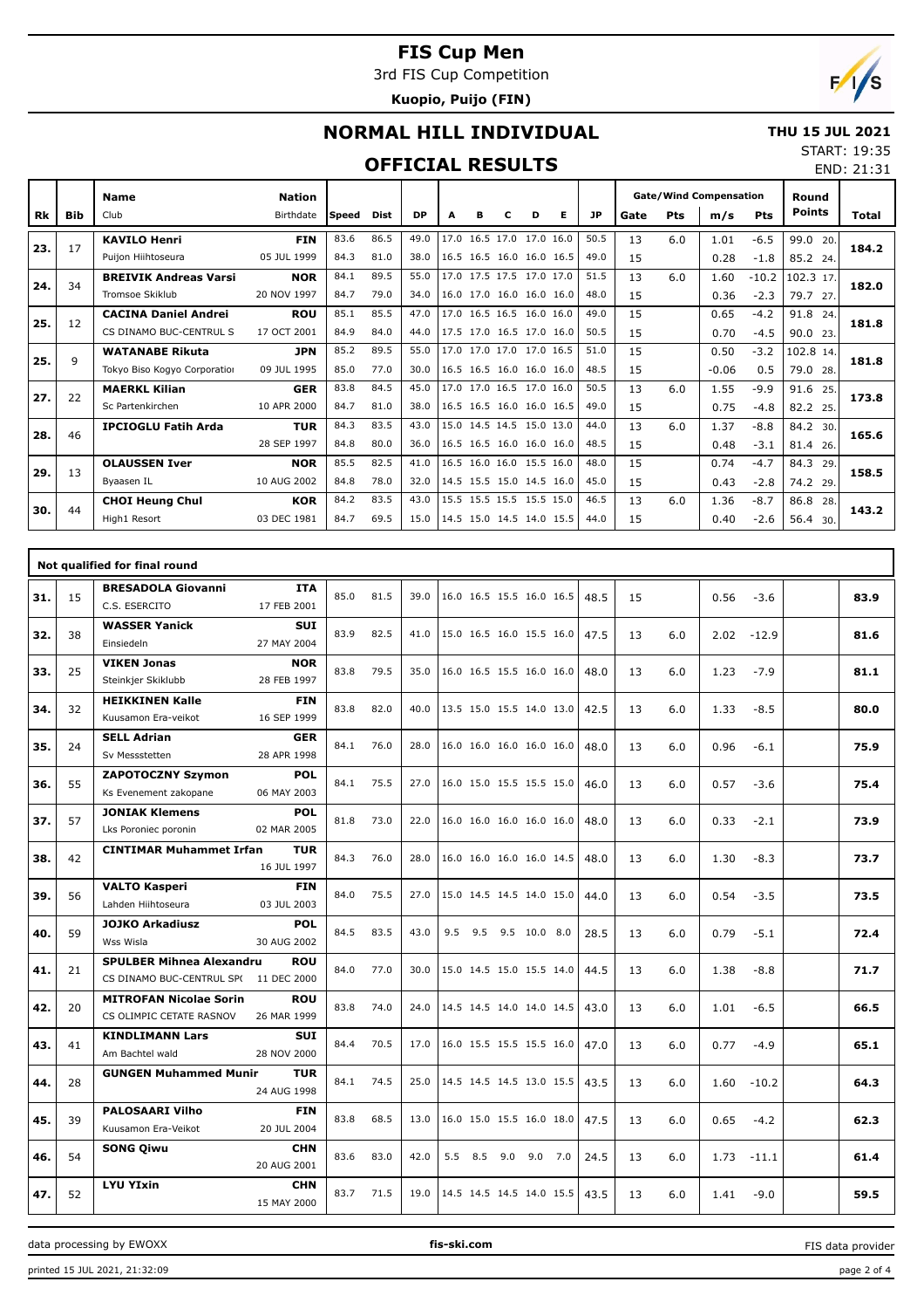# FIS Cup Men

3rd FIS Cup Competition

**Kuopio, Puijo (FIN)**

## NORMAL HILL INDIVIDUAL

**THU 15 JUL 2021**

START: 19:35
END: 21:31

## OFFICIAL RESULTS

| Rk | Bib | Name / Club | Nation / Birthdate | Speed | Dist | DP | A | B | C | D | E | JP | Gate | Pts | m/s | Pts | Round Points | Total |
|---|---|---|---|---|---|---|---|---|---|---|---|---|---|---|---|---|---|---|
| 23. | 17 | **KAVILO Henri** | **FIN** | 83.6 | 86.5 | 49.0 | 17.0 | 16.5 | 17.0 | 17.0 | 16.0 | 50.5 | 13 | 6.0 | 1.01 | -6.5 | 99.0 20. | **184.2** |
| | | Puijon Hiihtoseura | 05 JUL 1999 | 84.3 | 81.0 | 38.0 | 16.5 | 16.5 | 16.0 | 16.0 | 16.5 | 49.0 | 15 | | 0.28 | -1.8 | 85.2 24. | |
| 24. | 34 | **BREIVIK Andreas Varsi** | **NOR** | 84.1 | 89.5 | 55.0 | 17.0 | 17.5 | 17.5 | 17.0 | 17.0 | 51.5 | 13 | 6.0 | 1.60 | -10.2 | 102.3 17. | **182.0** |
| | | Tromsoe Skiklub | 20 NOV 1997 | 84.7 | 79.0 | 34.0 | 16.0 | 17.0 | 16.0 | 16.0 | 16.0 | 48.0 | 15 | | 0.36 | -2.3 | 79.7 27. | |
| 25. | 12 | **CACINA Daniel Andrei** | **ROU** | 85.1 | 85.5 | 47.0 | 17.0 | 16.5 | 16.5 | 16.0 | 16.0 | 49.0 | 15 | | 0.65 | -4.2 | 91.8 24. | **181.8** |
| | | CS DINAMO BUC-CENTRUL S | 17 OCT 2001 | 84.9 | 84.0 | 44.0 | 17.5 | 17.0 | 16.5 | 17.0 | 16.0 | 50.5 | 15 | | 0.70 | -4.5 | 90.0 23. | |
| 25. | 9 | **WATANABE Rikuta** | **JPN** | 85.2 | 89.5 | 55.0 | 17.0 | 17.0 | 17.0 | 17.0 | 16.5 | 51.0 | 15 | | 0.50 | -3.2 | 102.8 14. | **181.8** |
| | | Tokyo Biso Kogyo Corporatior | 09 JUL 1995 | 85.0 | 77.0 | 30.0 | 16.5 | 16.5 | 16.0 | 16.0 | 16.0 | 48.5 | 15 | | -0.06 | 0.5 | 79.0 28. | |
| 27. | 22 | **MAERKL Kilian** | **GER** | 83.8 | 84.5 | 45.0 | 17.0 | 17.0 | 16.5 | 17.0 | 16.0 | 50.5 | 13 | 6.0 | 1.55 | -9.9 | 91.6 25. | **173.8** |
| | | Sc Partenkirchen | 10 APR 2000 | 84.7 | 81.0 | 38.0 | 16.5 | 16.5 | 16.0 | 16.0 | 16.5 | 49.0 | 15 | | 0.75 | -4.8 | 82.2 25. | |
| 28. | 46 | **IPCIOGLU Fatih Arda** | **TUR** | 84.3 | 83.5 | 43.0 | 15.0 | 14.5 | 14.5 | 15.0 | 13.0 | 44.0 | 13 | 6.0 | 1.37 | -8.8 | 84.2 30. | **165.6** |
| | | | 28 SEP 1997 | 84.8 | 80.0 | 36.0 | 16.5 | 16.5 | 16.0 | 16.0 | 16.0 | 48.5 | 15 | | 0.48 | -3.1 | 81.4 26. | |
| 29. | 13 | **OLAUSSEN Iver** | **NOR** | 85.5 | 82.5 | 41.0 | 16.5 | 16.0 | 16.0 | 15.5 | 16.0 | 48.0 | 15 | | 0.74 | -4.7 | 84.3 29. | **158.5** |
| | | Byaasen IL | 10 AUG 2002 | 84.8 | 78.0 | 32.0 | 14.5 | 15.5 | 15.0 | 14.5 | 16.0 | 45.0 | 15 | | 0.43 | -2.8 | 74.2 29. | |
| 30. | 44 | **CHOI Heung Chul** | **KOR** | 84.2 | 83.5 | 43.0 | 15.5 | 15.5 | 15.5 | 15.5 | 15.0 | 46.5 | 13 | 6.0 | 1.36 | -8.7 | 86.8 28. | **143.2** |
| | | High1 Resort | 03 DEC 1981 | 84.7 | 69.5 | 15.0 | 14.5 | 15.0 | 14.5 | 14.0 | 15.5 | 44.0 | 15 | | 0.40 | -2.6 | 56.4 30. | |

### Not qualified for final round

| Rk | Bib | Name / Club | Nation / Birthdate | Speed | Dist | DP | A | B | C | D | E | JP | Gate | Pts | m/s | Pts | Round Points | Total |
|---|---|---|---|---|---|---|---|---|---|---|---|---|---|---|---|---|---|---|
| 31. | 15 | **BRESADOLA Giovanni** / C.S. ESERCITO | **ITA** / 17 FEB 2001 | 85.0 | 81.5 | 39.0 | 16.0 | 16.5 | 15.5 | 16.0 | 16.5 | 48.5 | 15 | | 0.56 | -3.6 | | **83.9** |
| 32. | 38 | **WASSER Yanick** / Einsiedeln | **SUI** / 27 MAY 2004 | 83.9 | 82.5 | 41.0 | 15.0 | 16.5 | 16.0 | 15.5 | 16.0 | 47.5 | 13 | 6.0 | 2.02 | -12.9 | | **81.6** |
| 33. | 25 | **VIKEN Jonas** / Steinkjer Skiklubb | **NOR** / 28 FEB 1997 | 83.8 | 79.5 | 35.0 | 16.0 | 16.5 | 15.5 | 16.0 | 16.0 | 48.0 | 13 | 6.0 | 1.23 | -7.9 | | **81.1** |
| 34. | 32 | **HEIKKINEN Kalle** / Kuusamon Era-veikot | **FIN** / 16 SEP 1999 | 83.8 | 82.0 | 40.0 | 13.5 | 15.0 | 15.5 | 14.0 | 13.0 | 42.5 | 13 | 6.0 | 1.33 | -8.5 | | **80.0** |
| 35. | 24 | **SELL Adrian** / Sv Messstetten | **GER** / 28 APR 1998 | 84.1 | 76.0 | 28.0 | 16.0 | 16.0 | 16.0 | 16.0 | 16.0 | 48.0 | 13 | 6.0 | 0.96 | -6.1 | | **75.9** |
| 36. | 55 | **ZAPOTOCZNY Szymon** / Ks Evenement zakopane | **POL** / 06 MAY 2003 | 84.1 | 75.5 | 27.0 | 16.0 | 15.0 | 15.5 | 15.5 | 15.0 | 46.0 | 13 | 6.0 | 0.57 | -3.6 | | **75.4** |
| 37. | 57 | **JONIAK Klemens** / Lks Poroniec poronin | **POL** / 02 MAR 2005 | 81.8 | 73.0 | 22.0 | 16.0 | 16.0 | 16.0 | 16.0 | 16.0 | 48.0 | 13 | 6.0 | 0.33 | -2.1 | | **73.9** |
| 38. | 42 | **CINTIMAR Muhammet Irfan** | **TUR** / 16 JUL 1997 | 84.3 | 76.0 | 28.0 | 16.0 | 16.0 | 16.0 | 16.0 | 14.5 | 48.0 | 13 | 6.0 | 1.30 | -8.3 | | **73.7** |
| 39. | 56 | **VALTO Kasperi** / Lahden Hiihtoseura | **FIN** / 03 JUL 2003 | 84.0 | 75.5 | 27.0 | 15.0 | 14.5 | 14.5 | 14.0 | 15.0 | 44.0 | 13 | 6.0 | 0.54 | -3.5 | | **73.5** |
| 40. | 59 | **JOJKO Arkadiusz** / Wss Wisla | **POL** / 30 AUG 2002 | 84.5 | 83.5 | 43.0 | 9.5 | 9.5 | 9.5 | 10.0 | 8.0 | 28.5 | 13 | 6.0 | 0.79 | -5.1 | | **72.4** |
| 41. | 21 | **SPULBER Mihnea Alexandru** / CS DINAMO BUC-CENTRUL SP( | **ROU** / 11 DEC 2000 | 84.0 | 77.0 | 30.0 | 15.0 | 14.5 | 15.0 | 15.5 | 14.0 | 44.5 | 13 | 6.0 | 1.38 | -8.8 | | **71.7** |
| 42. | 20 | **MITROFAN Nicolae Sorin** / CS OLIMPIC CETATE RASNOV | **ROU** / 26 MAR 1999 | 83.8 | 74.0 | 24.0 | 14.5 | 14.5 | 14.0 | 14.0 | 14.5 | 43.0 | 13 | 6.0 | 1.01 | -6.5 | | **66.5** |
| 43. | 41 | **KINDLIMANN Lars** / Am Bachtel wald | **SUI** / 28 NOV 2000 | 84.4 | 70.5 | 17.0 | 16.0 | 15.5 | 15.5 | 15.5 | 16.0 | 47.0 | 13 | 6.0 | 0.77 | -4.9 | | **65.1** |
| 44. | 28 | **GUNGEN Muhammed Munir** | **TUR** / 24 AUG 1998 | 84.1 | 74.5 | 25.0 | 14.5 | 14.5 | 14.5 | 13.0 | 15.5 | 43.5 | 13 | 6.0 | 1.60 | -10.2 | | **64.3** |
| 45. | 39 | **PALOSAARI Vilho** / Kuusamon Era-Veikot | **FIN** / 20 JUL 2004 | 83.8 | 68.5 | 13.0 | 16.0 | 15.0 | 15.5 | 16.0 | 18.0 | 47.5 | 13 | 6.0 | 0.65 | -4.2 | | **62.3** |
| 46. | 54 | **SONG Qiwu** | **CHN** / 20 AUG 2001 | 83.6 | 83.0 | 42.0 | 5.5 | 8.5 | 9.0 | 9.0 | 7.0 | 24.5 | 13 | 6.0 | 1.73 | -11.1 | | **61.4** |
| 47. | 52 | **LYU YIxin** | **CHN** / 15 MAY 2000 | 83.7 | 71.5 | 19.0 | 14.5 | 14.5 | 14.5 | 14.0 | 15.5 | 43.5 | 13 | 6.0 | 1.41 | -9.0 | | **59.5** |

data processing by EWOXX fis-ski.com FIS data provider

printed 15 JUL 2021, 21:32:09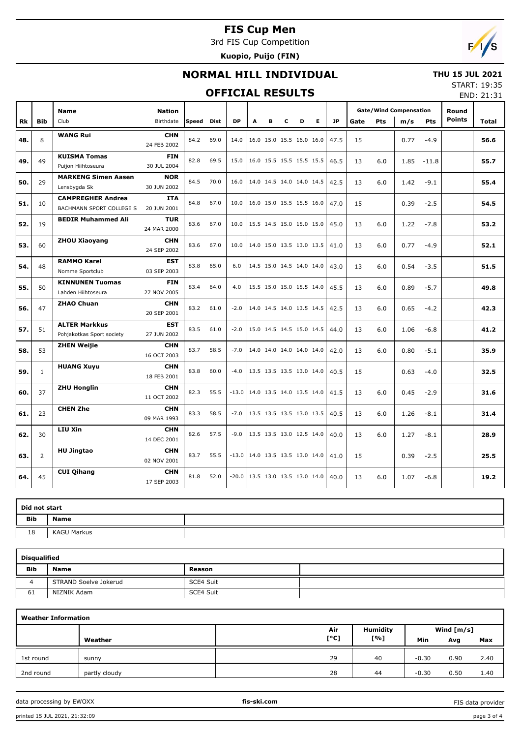# FIS Cup Men

3rd FIS Cup Competition

**Kuopio, Puijo (FIN)**

## NORMAL HILL INDIVIDUAL

**THU 15 JUL 2021**

START: 19:35

END: 21:31

## OFFICIAL RESULTS

| Rk | Bib | Name / Club | Nation / Birthdate | Speed | Dist | DP | A | B | C | D | E | JP | Gate | Pts | m/s | Pts | Round Points | Total |
|---|---|---|---|---|---|---|---|---|---|---|---|---|---|---|---|---|---|---|
| 48. | 8 | **WANG Rui** | **CHN** 24 FEB 2002 | 84.2 | 69.0 | 14.0 | 16.0 | 15.0 | 15.5 | 16.0 | 16.0 | 47.5 | 15 | | 0.77 | -4.9 | | **56.6** |
| 49. | 49 | **KUISMA Tomas** Puijon Hiihtoseura | **FIN** 30 JUL 2004 | 82.8 | 69.5 | 15.0 | 16.0 | 15.5 | 15.5 | 15.5 | 15.5 | 46.5 | 13 | 6.0 | 1.85 | -11.8 | | **55.7** |
| 50. | 29 | **MARKENG Simen Aasen** Lensbygda Sk | **NOR** 30 JUN 2002 | 84.5 | 70.0 | 16.0 | 14.0 | 14.5 | 14.0 | 14.0 | 14.5 | 42.5 | 13 | 6.0 | 1.42 | -9.1 | | **55.4** |
| 51. | 10 | **CAMPREGHER Andrea** BACHMANN SPORT COLLEGE S | **ITA** 20 JUN 2001 | 84.8 | 67.0 | 10.0 | 16.0 | 15.0 | 15.5 | 15.5 | 16.0 | 47.0 | 15 | | 0.39 | -2.5 | | **54.5** |
| 52. | 19 | **BEDIR Muhammed Ali** | **TUR** 24 MAR 2000 | 83.6 | 67.0 | 10.0 | 15.5 | 14.5 | 15.0 | 15.0 | 15.0 | 45.0 | 13 | 6.0 | 1.22 | -7.8 | | **53.2** |
| 53. | 60 | **ZHOU Xiaoyang** | **CHN** 24 SEP 2002 | 83.6 | 67.0 | 10.0 | 14.0 | 15.0 | 13.5 | 13.0 | 13.5 | 41.0 | 13 | 6.0 | 0.77 | -4.9 | | **52.1** |
| 54. | 48 | **RAMMO Karel** Nomme Sportclub | **EST** 03 SEP 2003 | 83.8 | 65.0 | 6.0 | 14.5 | 15.0 | 14.5 | 14.0 | 14.0 | 43.0 | 13 | 6.0 | 0.54 | -3.5 | | **51.5** |
| 55. | 50 | **KINNUNEN Tuomas** Lahden Hiihtoseura | **FIN** 27 NOV 2005 | 83.4 | 64.0 | 4.0 | 15.5 | 15.0 | 15.0 | 15.5 | 14.0 | 45.5 | 13 | 6.0 | 0.89 | -5.7 | | **49.8** |
| 56. | 47 | **ZHAO Chuan** | **CHN** 20 SEP 2001 | 83.2 | 61.0 | -2.0 | 14.0 | 14.5 | 14.0 | 13.5 | 14.5 | 42.5 | 13 | 6.0 | 0.65 | -4.2 | | **42.3** |
| 57. | 51 | **ALTER Markkus** Pohjakotkas Sport society | **EST** 27 JUN 2002 | 83.5 | 61.0 | -2.0 | 15.0 | 14.5 | 14.5 | 15.0 | 14.5 | 44.0 | 13 | 6.0 | 1.06 | -6.8 | | **41.2** |
| 58. | 53 | **ZHEN Weijie** | **CHN** 16 OCT 2003 | 83.7 | 58.5 | -7.0 | 14.0 | 14.0 | 14.0 | 14.0 | 14.0 | 42.0 | 13 | 6.0 | 0.80 | -5.1 | | **35.9** |
| 59. | 1 | **HUANG Xuyu** | **CHN** 18 FEB 2001 | 83.8 | 60.0 | -4.0 | 13.5 | 13.5 | 13.5 | 13.0 | 14.0 | 40.5 | 15 | | 0.63 | -4.0 | | **32.5** |
| 60. | 37 | **ZHU Honglin** | **CHN** 11 OCT 2002 | 82.3 | 55.5 | -13.0 | 14.0 | 13.5 | 14.0 | 13.5 | 14.0 | 41.5 | 13 | 6.0 | 0.45 | -2.9 | | **31.6** |
| 61. | 23 | **CHEN Zhe** | **CHN** 09 MAR 1993 | 83.3 | 58.5 | -7.0 | 13.5 | 13.5 | 13.5 | 13.0 | 13.5 | 40.5 | 13 | 6.0 | 1.26 | -8.1 | | **31.4** |
| 62. | 30 | **LIU Xin** | **CHN** 14 DEC 2001 | 82.6 | 57.5 | -9.0 | 13.5 | 13.5 | 13.0 | 12.5 | 14.0 | 40.0 | 13 | 6.0 | 1.27 | -8.1 | | **28.9** |
| 63. | 2 | **HU Jingtao** | **CHN** 02 NOV 2001 | 83.7 | 55.5 | -13.0 | 14.0 | 13.5 | 13.5 | 13.0 | 14.0 | 41.0 | 15 | | 0.39 | -2.5 | | **25.5** |
| 64. | 45 | **CUI Qihang** | **CHN** 17 SEP 2003 | 81.8 | 52.0 | -20.0 | 13.5 | 13.0 | 13.5 | 13.0 | 14.0 | 40.0 | 13 | 6.0 | 1.07 | -6.8 | | **19.2** |

**Did not start**

| Bib | Name |
|---|---|
| 18 | KAGU Markus |

**Disqualified**

| Bib | Name | Reason |
|---|---|---|
| 4 | STRAND Soelve Jokerud | SCE4 Suit |
| 61 | NIZNIK Adam | SCE4 Suit |

**Weather Information**

| | Weather | Air [°C] | Humidity [%] | Wind [m/s] Min | Avg | Max |
|---|---|---|---|---|---|---|
| 1st round | sunny | 29 | 40 | -0.30 | 0.90 | 2.40 |
| 2nd round | partly cloudy | 28 | 44 | -0.30 | 0.50 | 1.40 |

data processing by EWOXX | fis-ski.com | FIS data provider

printed 15 JUL 2021, 21:32:09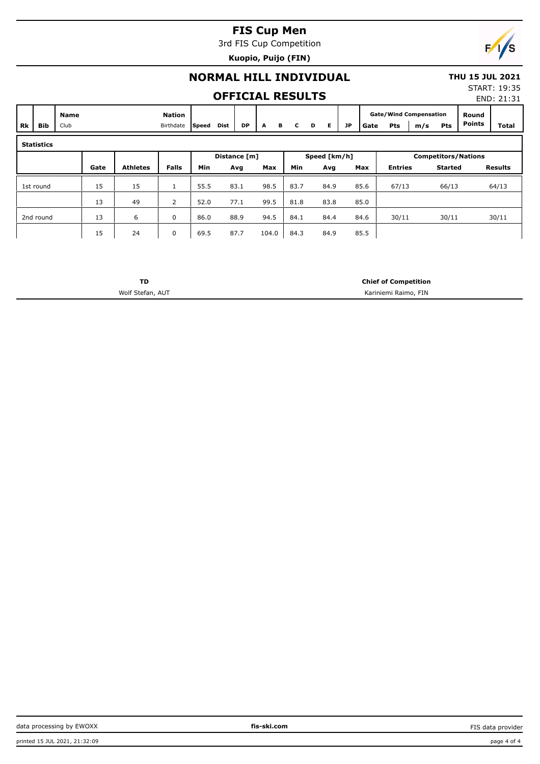# FIS Cup Men

3rd FIS Cup Competition

**Kuopio, Puijo (FIN)**

## NORMAL HILL INDIVIDUAL

**THU 15 JUL 2021**

START: 19:35

END: 21:31

## OFFICIAL RESULTS

| Rk | Bib | Name / Club | Nation / Birthdate | Speed | Dist | DP | A | B | C | D | E | JP | Gate | Pts | m/s | Pts | Round Points | Total |
|---|---|---|---|---|---|---|---|---|---|---|---|---|---|---|---|---|---|---|

**Statistics**

| | Gate | Athletes | Falls | Distance [m] | | | Speed [km/h] | | | Competitors/Nations | | |
|---|---|---|---|---|---|---|---|---|---|---|---|---|
| | | | | Min | Avg | Max | Min | Avg | Max | Entries | Started | Results |
| 1st round | 15 | 15 | 1 | 55.5 | 83.1 | 98.5 | 83.7 | 84.9 | 85.6 | 67/13 | 66/13 | 64/13 |
| | 13 | 49 | 2 | 52.0 | 77.1 | 99.5 | 81.8 | 83.8 | 85.0 | | | |
| 2nd round | 13 | 6 | 0 | 86.0 | 88.9 | 94.5 | 84.1 | 84.4 | 84.6 | 30/11 | 30/11 | 30/11 |
| | 15 | 24 | 0 | 69.5 | 87.7 | 104.0 | 84.3 | 84.9 | 85.5 | | | |

**TD**
Wolf Stefan, AUT

**Chief of Competition**
Kariniemi Raimo, FIN

data processing by EWOXX — fis-ski.com — FIS data provider

printed 15 JUL 2021, 21:32:09